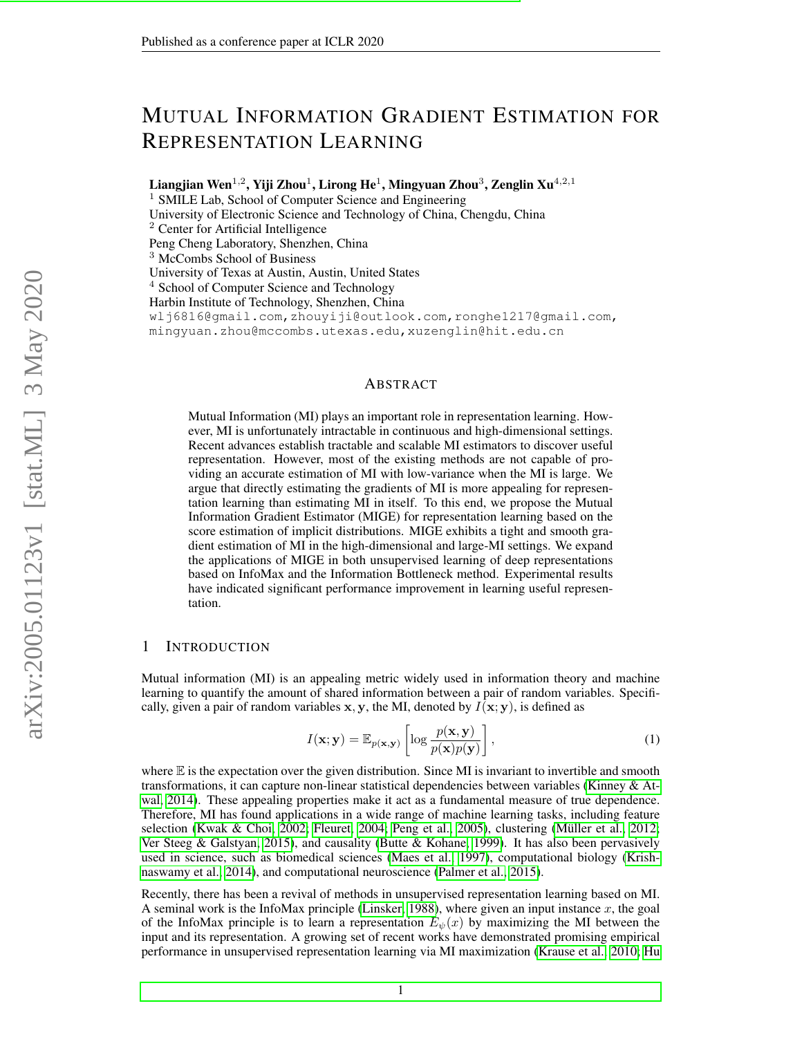# Mutual Information Gradient Estimation for Representation Learning

**Liangjian Wen**[1,2], **Yiji Zhou**[1], **Lirong He**[1], **Mingyuan Zhou**[3], **Zenglin Xu**[4,2,1]

[1] SMILE Lab, School of Computer Science and Engineering
University of Electronic Science and Technology of China, Chengdu, China
[2] Center for Artificial Intelligence
Peng Cheng Laboratory, Shenzhen, China
[3] McCombs School of Business
University of Texas at Austin, Austin, United States
[4] School of Computer Science and Technology
Harbin Institute of Technology, Shenzhen, China
wlj6816@gmail.com, zhouyiji@outlook.com, ronghe1217@gmail.com, mingyuan.zhou@mccombs.utexas.edu, xuzenglin@hit.edu.cn

## Abstract

Mutual Information (MI) plays an important role in representation learning. However, MI is unfortunately intractable in continuous and high-dimensional settings. Recent advances establish tractable and scalable MI estimators to discover useful representation. However, most of the existing methods are not capable of providing an accurate estimation of MI with low-variance when the MI is large. We argue that directly estimating the gradients of MI is more appealing for representation learning than estimating MI in itself. To this end, we propose the Mutual Information Gradient Estimator (MIGE) for representation learning based on the score estimation of implicit distributions. MIGE exhibits a tight and smooth gradient estimation of MI in the high-dimensional and large-MI settings. We expand the applications of MIGE in both unsupervised learning of deep representations based on InfoMax and the Information Bottleneck method. Experimental results have indicated significant performance improvement in learning useful representation.

## 1 Introduction

Mutual information (MI) is an appealing metric widely used in information theory and machine learning to quantify the amount of shared information between a pair of random variables. Specifically, given a pair of random variables $\mathbf{x}, \mathbf{y}$, the MI, denoted by $I(\mathbf{x}; \mathbf{y})$, is defined as

$$I(\mathbf{x}; \mathbf{y}) = \mathbb{E}_{p(\mathbf{x}, \mathbf{y})} \left[ \log \frac{p(\mathbf{x}, \mathbf{y})}{p(\mathbf{x})p(\mathbf{y})} \right], \tag{1}$$

where $\mathbb{E}$ is the expectation over the given distribution. Since MI is invariant to invertible and smooth transformations, it can capture non-linear statistical dependencies between variables (Kinney & Atwal, 2014). These appealing properties make it act as a fundamental measure of true dependence. Therefore, MI has found applications in a wide range of machine learning tasks, including feature selection (Kwak & Choi, 2002; Fleuret, 2004; Peng et al., 2005), clustering (Müller et al., 2012; Ver Steeg & Galstyan, 2015), and causality (Butte & Kohane, 1999). It has also been pervasively used in science, such as biomedical sciences (Maes et al., 1997), computational biology (Krishnaswamy et al., 2014), and computational neuroscience (Palmer et al., 2015).

Recently, there has been a revival of methods in unsupervised representation learning based on MI. A seminal work is the InfoMax principle (Linsker, 1988), where given an input instance $x$, the goal of the InfoMax principle is to learn a representation $E_\psi(x)$ by maximizing the MI between the input and its representation. A growing set of recent works have demonstrated promising empirical performance in unsupervised representation learning via MI maximization (Krause et al., 2010; Hu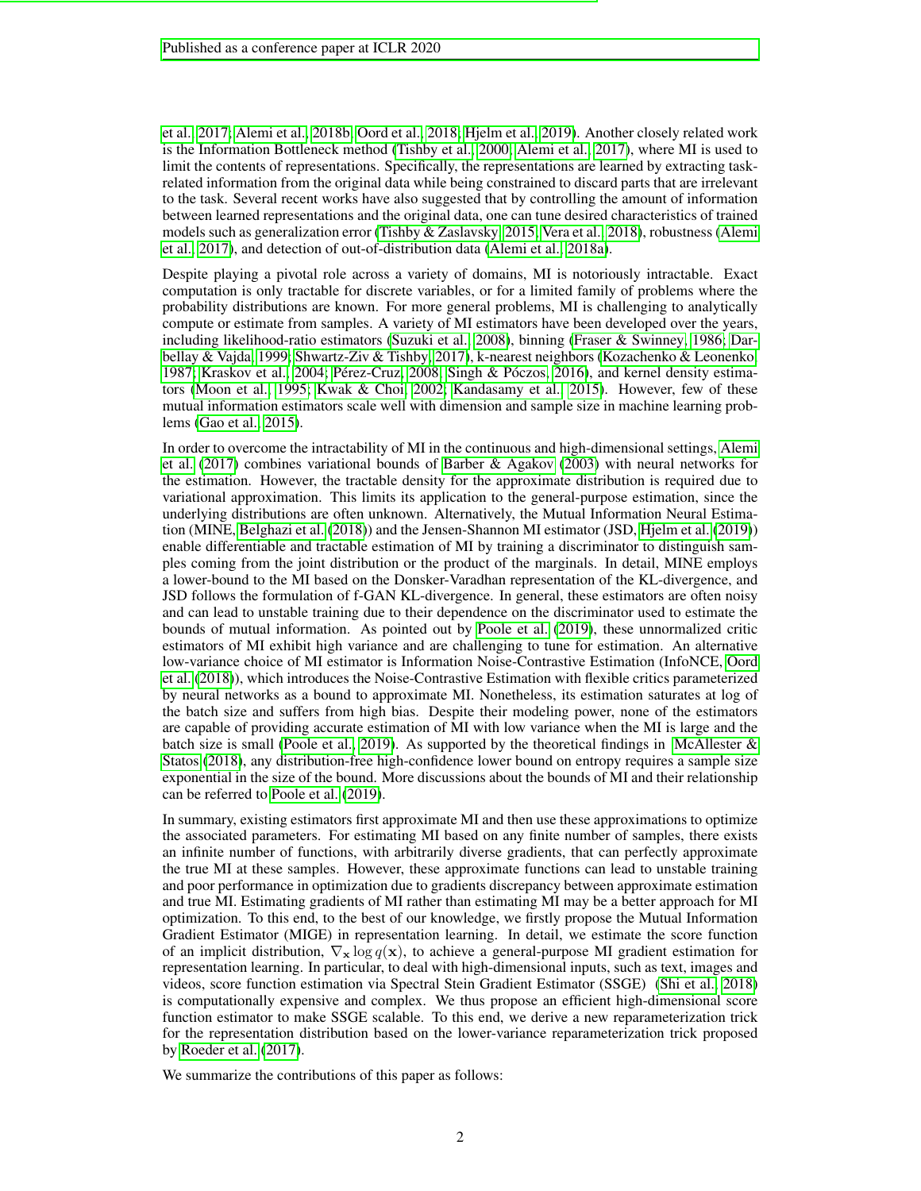et al., 2017; Alemi et al., 2018b; Oord et al., 2018; Hjelm et al., 2019). Another closely related work is the Information Bottleneck method (Tishby et al., 2000; Alemi et al., 2017), where MI is used to limit the contents of representations. Specifically, the representations are learned by extracting task-related information from the original data while being constrained to discard parts that are irrelevant to the task. Several recent works have also suggested that by controlling the amount of information between learned representations and the original data, one can tune desired characteristics of trained models such as generalization error (Tishby & Zaslavsky, 2015; Vera et al., 2018), robustness (Alemi et al., 2017), and detection of out-of-distribution data (Alemi et al., 2018a).

Despite playing a pivotal role across a variety of domains, MI is notoriously intractable. Exact computation is only tractable for discrete variables, or for a limited family of problems where the probability distributions are known. For more general problems, MI is challenging to analytically compute or estimate from samples. A variety of MI estimators have been developed over the years, including likelihood-ratio estimators (Suzuki et al., 2008), binning (Fraser & Swinney, 1986; Darbellay & Vajda, 1999; Shwartz-Ziv & Tishby, 2017), k-nearest neighbors (Kozachenko & Leonenko, 1987; Kraskov et al., 2004; Pérez-Cruz, 2008; Singh & Póczos, 2016), and kernel density estimators (Moon et al., 1995; Kwak & Choi, 2002; Kandasamy et al., 2015). However, few of these mutual information estimators scale well with dimension and sample size in machine learning problems (Gao et al., 2015).

In order to overcome the intractability of MI in the continuous and high-dimensional settings, Alemi et al. (2017) combines variational bounds of Barber & Agakov (2003) with neural networks for the estimation. However, the tractable density for the approximate distribution is required due to variational approximation. This limits its application to the general-purpose estimation, since the underlying distributions are often unknown. Alternatively, the Mutual Information Neural Estimation (MINE, Belghazi et al. (2018)) and the Jensen-Shannon MI estimator (JSD, Hjelm et al. (2019)) enable differentiable and tractable estimation of MI by training a discriminator to distinguish samples coming from the joint distribution or the product of the marginals. In detail, MINE employs a lower-bound to the MI based on the Donsker-Varadhan representation of the KL-divergence, and JSD follows the formulation of f-GAN KL-divergence. In general, these estimators are often noisy and can lead to unstable training due to their dependence on the discriminator used to estimate the bounds of mutual information. As pointed out by Poole et al. (2019), these unnormalized critic estimators of MI exhibit high variance and are challenging to tune for estimation. An alternative low-variance choice of MI estimator is Information Noise-Contrastive Estimation (InfoNCE, Oord et al. (2018)), which introduces the Noise-Contrastive Estimation with flexible critics parameterized by neural networks as a bound to approximate MI. Nonetheless, its estimation saturates at log of the batch size and suffers from high bias. Despite their modeling power, none of the estimators are capable of providing accurate estimation of MI with low variance when the MI is large and the batch size is small (Poole et al., 2019). As supported by the theoretical findings in McAllester & Statos (2018), any distribution-free high-confidence lower bound on entropy requires a sample size exponential in the size of the bound. More discussions about the bounds of MI and their relationship can be referred to Poole et al. (2019).

In summary, existing estimators first approximate MI and then use these approximations to optimize the associated parameters. For estimating MI based on any finite number of samples, there exists an infinite number of functions, with arbitrarily diverse gradients, that can perfectly approximate the true MI at these samples. However, these approximate functions can lead to unstable training and poor performance in optimization due to gradients discrepancy between approximate estimation and true MI. Estimating gradients of MI rather than estimating MI may be a better approach for MI optimization. To this end, to the best of our knowledge, we firstly propose the Mutual Information Gradient Estimator (MIGE) in representation learning. In detail, we estimate the score function of an implicit distribution, $\nabla_{\mathbf{x}} \log q(\mathbf{x})$, to achieve a general-purpose MI gradient estimation for representation learning. In particular, to deal with high-dimensional inputs, such as text, images and videos, score function estimation via Spectral Stein Gradient Estimator (SSGE) (Shi et al., 2018) is computationally expensive and complex. We thus propose an efficient high-dimensional score function estimator to make SSGE scalable. To this end, we derive a new reparameterization trick for the representation distribution based on the lower-variance reparameterization trick proposed by Roeder et al. (2017).

We summarize the contributions of this paper as follows: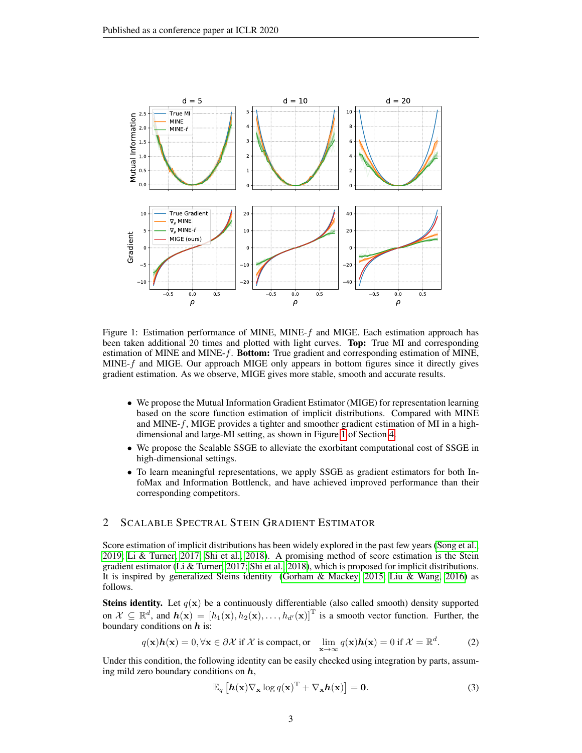Figure 1: Estimation performance of MINE, MINE-$f$ and MIGE. Each estimation approach has been taken additional 20 times and plotted with light curves. **Top:** True MI and corresponding estimation of MINE and MINE-$f$. **Bottom:** True gradient and corresponding estimation of MINE, MINE-$f$ and MIGE. Our approach MIGE only appears in bottom figures since it directly gives gradient estimation. As we observe, MIGE gives more stable, smooth and accurate results.

- We propose the Mutual Information Gradient Estimator (MIGE) for representation learning based on the score function estimation of implicit distributions. Compared with MINE and MINE-$f$, MIGE provides a tighter and smoother gradient estimation of MI in a high-dimensional and large-MI setting, as shown in Figure 1 of Section 4.
- We propose the Scalable SSGE to alleviate the exorbitant computational cost of SSGE in high-dimensional settings.
- To learn meaningful representations, we apply SSGE as gradient estimators for both InfoMax and Information Bottlenck, and have achieved improved performance than their corresponding competitors.

## 2 Scalable Spectral Stein Gradient Estimator

Score estimation of implicit distributions has been widely explored in the past few years (Song et al., 2019; Li & Turner, 2017; Shi et al., 2018). A promising method of score estimation is the Stein gradient estimator (Li & Turner, 2017; Shi et al., 2018), which is proposed for implicit distributions. It is inspired by generalized Steins identity (Gorham & Mackey, 2015; Liu & Wang, 2016) as follows.

**Steins identity.** Let $q(\mathbf{x})$ be a continuously differentiable (also called smooth) density supported on $\mathcal{X} \subseteq \mathbb{R}^d$, and $\boldsymbol{h}(\mathbf{x}) = [h_1(\mathbf{x}), h_2(\mathbf{x}), \ldots, h_{d'}(\mathbf{x})]^{\mathrm{T}}$ is a smooth vector function. Further, the boundary conditions on $\boldsymbol{h}$ is:

$$q(\mathbf{x})\boldsymbol{h}(\mathbf{x}) = 0, \forall \mathbf{x} \in \partial\mathcal{X} \text{ if } \mathcal{X} \text{ is compact, or } \lim_{\mathbf{x}\to\infty} q(\mathbf{x})\boldsymbol{h}(\mathbf{x}) = 0 \text{ if } \mathcal{X} = \mathbb{R}^d. \tag{2}$$

Under this condition, the following identity can be easily checked using integration by parts, assuming mild zero boundary conditions on $\boldsymbol{h}$,

$$\mathbb{E}_q \left[\boldsymbol{h}(\mathbf{x})\nabla_{\mathbf{x}} \log q(\mathbf{x})^{\mathrm{T}} + \nabla_{\mathbf{x}}\boldsymbol{h}(\mathbf{x})\right] = \mathbf{0}. \tag{3}$$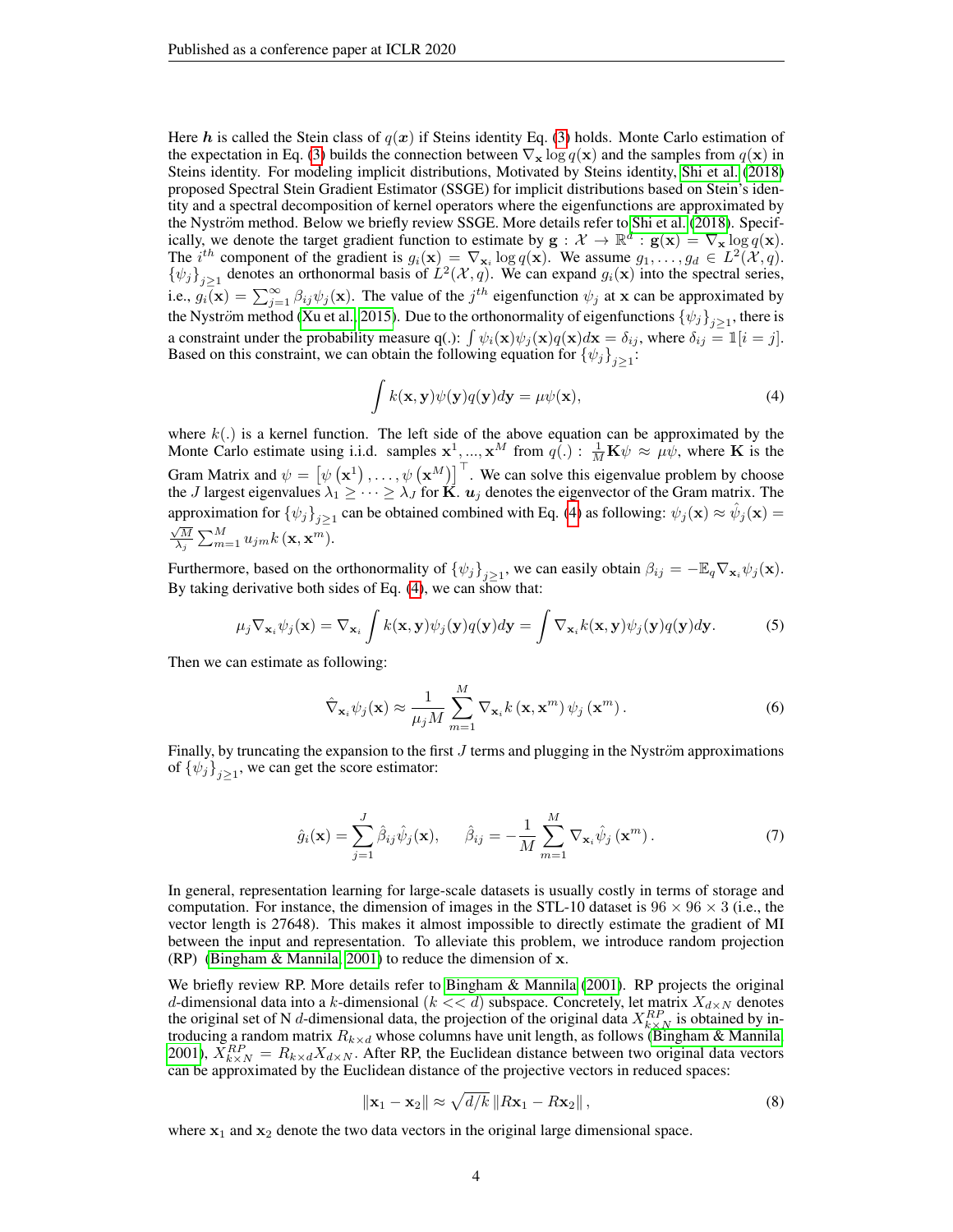Here $\boldsymbol{h}$ is called the Stein class of $q(\boldsymbol{x})$ if Steins identity Eq. (3) holds. Monte Carlo estimation of the expectation in Eq. (3) builds the connection between $\nabla_{\mathbf{x}} \log q(\mathbf{x})$ and the samples from $q(\mathbf{x})$ in Steins identity. For modeling implicit distributions, Motivated by Steins identity, Shi et al. (2018) proposed Spectral Stein Gradient Estimator (SSGE) for implicit distributions based on Stein's identity and a spectral decomposition of kernel operators where the eigenfunctions are approximated by the Nyström method. Below we briefly review SSGE. More details refer to Shi et al. (2018). Specifically, we denote the target gradient function to estimate by $\mathbf{g} : \mathcal{X} \to \mathbb{R}^d : \mathbf{g}(\mathbf{x}) = \nabla_{\mathbf{x}} \log q(\mathbf{x})$. The $i^{th}$ component of the gradient is $g_i(\mathbf{x}) = \nabla_{\mathbf{x}_i} \log q(\mathbf{x})$. We assume $g_1, \ldots, g_d \in L^2(\mathcal{X}, q)$. $\{\psi_j\}_{j\geq 1}$ denotes an orthonormal basis of $L^2(\mathcal{X}, q)$. We can expand $g_i(\mathbf{x})$ into the spectral series, i.e., $g_i(\mathbf{x}) = \sum_{j=1}^{\infty} \beta_{ij} \psi_j(\mathbf{x})$. The value of the $j^{th}$ eigenfunction $\psi_j$ at $\mathbf{x}$ can be approximated by the Nyström method (Xu et al. 2015). Due to the orthonormality of eigenfunctions $\{\psi_j\}_{j\geq 1}$, there is a constraint under the probability measure q(.): $\int \psi_i(\mathbf{x})\psi_j(\mathbf{x})q(\mathbf{x})d\mathbf{x} = \delta_{ij}$, where $\delta_{ij} = \mathbb{1}[i = j]$. Based on this constraint, we can obtain the following equation for $\{\psi_j\}_{j\geq 1}$:

$$\int k(\mathbf{x}, \mathbf{y})\psi(\mathbf{y})q(\mathbf{y})d\mathbf{y} = \mu\psi(\mathbf{x}), \tag{4}$$

where $k(.)$ is a kernel function. The left side of the above equation can be approximated by the Monte Carlo estimate using i.i.d. samples $\mathbf{x}^1, ..., \mathbf{x}^M$ from $q(.)$ : $\frac{1}{M}\mathbf{K}\psi \approx \mu\psi$, where $\mathbf{K}$ is the Gram Matrix and $\psi = \left[\psi\left(\mathbf{x}^1\right), \ldots, \psi\left(\mathbf{x}^M\right)\right]^\top$. We can solve this eigenvalue problem by choose the $J$ largest eigenvalues $\lambda_1 \geq \cdots \geq \lambda_J$ for $\mathbf{K}$. $\boldsymbol{u}_j$ denotes the eigenvector of the Gram matrix. The approximation for $\{\psi_j\}_{j\geq 1}$ can be obtained combined with Eq. (4) as following: $\psi_j(\mathbf{x}) \approx \hat{\psi}_j(\mathbf{x}) = \frac{\sqrt{M}}{\lambda_j} \sum_{m=1}^{M} u_{jm} k\left(\mathbf{x}, \mathbf{x}^m\right)$.

Furthermore, based on the orthonormality of $\{\psi_j\}_{j\geq 1}$, we can easily obtain $\beta_{ij} = -\mathbb{E}_q \nabla_{\mathbf{x}_i} \psi_j(\mathbf{x})$. By taking derivative both sides of Eq. (4), we can show that:

$$\mu_j \nabla_{\mathbf{x}_i} \psi_j(\mathbf{x}) = \nabla_{\mathbf{x}_i} \int k(\mathbf{x}, \mathbf{y})\psi_j(\mathbf{y})q(\mathbf{y})d\mathbf{y} = \int \nabla_{\mathbf{x}_i} k(\mathbf{x}, \mathbf{y})\psi_j(\mathbf{y})q(\mathbf{y})d\mathbf{y}. \tag{5}$$

Then we can estimate as following:

$$\hat{\nabla}_{\mathbf{x}_i} \psi_j(\mathbf{x}) \approx \frac{1}{\mu_j M} \sum_{m=1}^{M} \nabla_{\mathbf{x}_i} k\left(\mathbf{x}, \mathbf{x}^m\right) \psi_j\left(\mathbf{x}^m\right). \tag{6}$$

Finally, by truncating the expansion to the first $J$ terms and plugging in the Nyström approximations of $\{\psi_j\}_{j\geq 1}$, we can get the score estimator:

$$\hat{g}_i(\mathbf{x}) = \sum_{j=1}^{J} \hat{\beta}_{ij} \hat{\psi}_j(\mathbf{x}), \qquad \hat{\beta}_{ij} = -\frac{1}{M} \sum_{m=1}^{M} \nabla_{\mathbf{x}_i} \hat{\psi}_j\left(\mathbf{x}^m\right). \tag{7}$$

In general, representation learning for large-scale datasets is usually costly in terms of storage and computation. For instance, the dimension of images in the STL-10 dataset is $96 \times 96 \times 3$ (i.e., the vector length is 27648). This makes it almost impossible to directly estimate the gradient of MI between the input and representation. To alleviate this problem, we introduce random projection (RP) (Bingham & Mannila, 2001) to reduce the dimension of $\mathbf{x}$.

We briefly review RP. More details refer to Bingham & Mannila (2001). RP projects the original $d$-dimensional data into a $k$-dimensional ($k << d$) subspace. Concretely, let matrix $X_{d\times N}$ denotes the original set of N $d$-dimensional data, the projection of the original data $X^{RP}_{k\times N}$ is obtained by introducing a random matrix $R_{k\times d}$ whose columns have unit length, as follows (Bingham & Mannila, 2001), $X^{RP}_{k\times N} = R_{k\times d} X_{d\times N}$. After RP, the Euclidean distance between two original data vectors can be approximated by the Euclidean distance of the projective vectors in reduced spaces:

$$\left\|\mathbf{x}_1 - \mathbf{x}_2\right\| \approx \sqrt{d/k}\left\|R\mathbf{x}_1 - R\mathbf{x}_2\right\|, \tag{8}$$

where $\mathbf{x}_1$ and $\mathbf{x}_2$ denote the two data vectors in the original large dimensional space.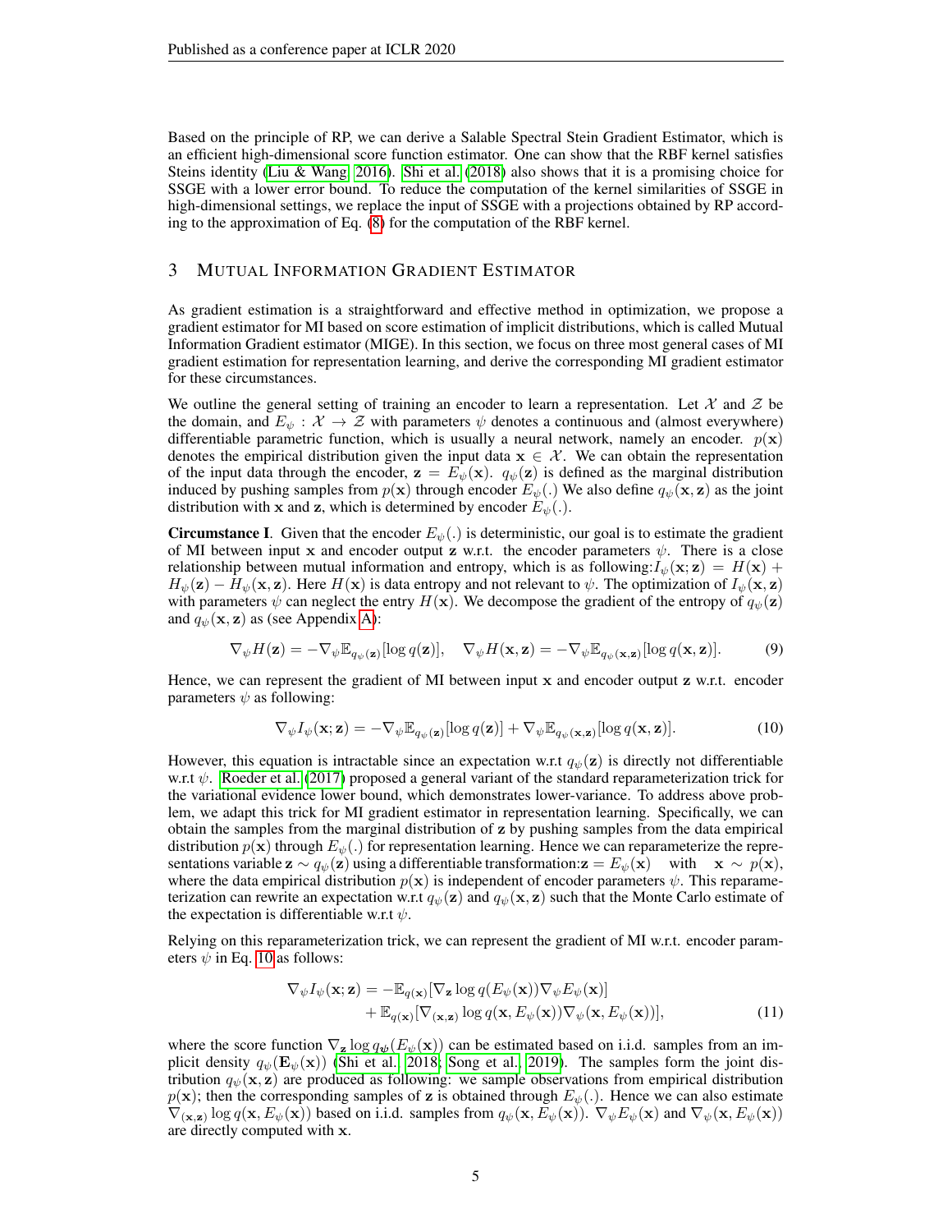Based on the principle of RP, we can derive a Salable Spectral Stein Gradient Estimator, which is an efficient high-dimensional score function estimator. One can show that the RBF kernel satisfies Steins identity (Liu & Wang, 2016). Shi et al. (2018) also shows that it is a promising choice for SSGE with a lower error bound. To reduce the computation of the kernel similarities of SSGE in high-dimensional settings, we replace the input of SSGE with a projections obtained by RP according to the approximation of Eq. (8) for the computation of the RBF kernel.

## 3 Mutual Information Gradient Estimator

As gradient estimation is a straightforward and effective method in optimization, we propose a gradient estimator for MI based on score estimation of implicit distributions, which is called Mutual Information Gradient estimator (MIGE). In this section, we focus on three most general cases of MI gradient estimation for representation learning, and derive the corresponding MI gradient estimator for these circumstances.

We outline the general setting of training an encoder to learn a representation. Let $\mathcal{X}$ and $\mathcal{Z}$ be the domain, and $E_\psi : \mathcal{X} \to \mathcal{Z}$ with parameters $\psi$ denotes a continuous and (almost everywhere) differentiable parametric function, which is usually a neural network, namely an encoder. $p(\mathbf{x})$ denotes the empirical distribution given the input data $\mathbf{x} \in \mathcal{X}$. We can obtain the representation of the input data through the encoder, $\mathbf{z} = E_\psi(\mathbf{x})$. $q_\psi(\mathbf{z})$ is defined as the marginal distribution induced by pushing samples from $p(\mathbf{x})$ through encoder $E_\psi(.)$ We also define $q_\psi(\mathbf{x}, \mathbf{z})$ as the joint distribution with $\mathbf{x}$ and $\mathbf{z}$, which is determined by encoder $E_\psi(.)$.

**Circumstance I**. Given that the encoder $E_\psi(.)$ is deterministic, our goal is to estimate the gradient of MI between input $\mathbf{x}$ and encoder output $\mathbf{z}$ w.r.t. the encoder parameters $\psi$. There is a close relationship between mutual information and entropy, which is as following:$I_\psi(\mathbf{x}; \mathbf{z}) = H(\mathbf{x}) + H_\psi(\mathbf{z}) - H_\psi(\mathbf{x}, \mathbf{z})$. Here $H(\mathbf{x})$ is data entropy and not relevant to $\psi$. The optimization of $I_\psi(\mathbf{x}, \mathbf{z})$ with parameters $\psi$ can neglect the entry $H(\mathbf{x})$. We decompose the gradient of the entropy of $q_\psi(\mathbf{z})$ and $q_\psi(\mathbf{x}, \mathbf{z})$ as (see Appendix A):

$$\nabla_\psi H(\mathbf{z}) = -\nabla_\psi \mathbb{E}_{q_\psi(\mathbf{z})}[\log q(\mathbf{z})], \quad \nabla_\psi H(\mathbf{x}, \mathbf{z}) = -\nabla_\psi \mathbb{E}_{q_\psi(\mathbf{x},\mathbf{z})}[\log q(\mathbf{x}, \mathbf{z})]. \tag{9}$$

Hence, we can represent the gradient of MI between input $\mathbf{x}$ and encoder output $\mathbf{z}$ w.r.t. encoder parameters $\psi$ as following:

$$\nabla_\psi I_\psi(\mathbf{x}; \mathbf{z}) = -\nabla_\psi \mathbb{E}_{q_\psi(\mathbf{z})}[\log q(\mathbf{z})] + \nabla_\psi \mathbb{E}_{q_\psi(\mathbf{x},\mathbf{z})}[\log q(\mathbf{x}, \mathbf{z})]. \tag{10}$$

However, this equation is intractable since an expectation w.r.t $q_\psi(\mathbf{z})$ is directly not differentiable w.r.t $\psi$. Roeder et al. (2017) proposed a general variant of the standard reparameterization trick for the variational evidence lower bound, which demonstrates lower-variance. To address above problem, we adapt this trick for MI gradient estimator in representation learning. Specifically, we can obtain the samples from the marginal distribution of $\mathbf{z}$ by pushing samples from the data empirical distribution $p(\mathbf{x})$ through $E_\psi(.)$ for representation learning. Hence we can reparameterize the representations variable $\mathbf{z} \sim q_\psi(\mathbf{z})$ using a differentiable transformation:$\mathbf{z} = E_\psi(\mathbf{x})$ with $\mathbf{x} \sim p(\mathbf{x})$, where the data empirical distribution $p(\mathbf{x})$ is independent of encoder parameters $\psi$. This reparameterization can rewrite an expectation w.r.t $q_\psi(\mathbf{z})$ and $q_\psi(\mathbf{x}, \mathbf{z})$ such that the Monte Carlo estimate of the expectation is differentiable w.r.t $\psi$.

Relying on this reparameterization trick, we can represent the gradient of MI w.r.t. encoder parameters $\psi$ in Eq. 10 as follows:

$$\begin{aligned}\nabla_\psi I_\psi(\mathbf{x}; \mathbf{z}) = &-\mathbb{E}_{q(\mathbf{x})}[\nabla_\mathbf{z} \log q(E_\psi(\mathbf{x})) \nabla_\psi E_\psi(\mathbf{x})] \\ &+ \mathbb{E}_{q(\mathbf{x})}[\nabla_{(\mathbf{x},\mathbf{z})} \log q(\mathbf{x}, E_\psi(\mathbf{x})) \nabla_\psi (\mathbf{x}, E_\psi(\mathbf{x}))],\end{aligned} \tag{11}$$

where the score function $\nabla_\mathbf{z} \log q_\psi(E_\psi(\mathbf{x}))$ can be estimated based on i.i.d. samples from an implicit density $q_\psi(\mathbf{E}_\psi(\mathbf{x}))$ (Shi et al., 2018; Song et al., 2019). The samples form the joint distribution $q_\psi(\mathbf{x}, \mathbf{z})$ are produced as following: we sample observations from empirical distribution $p(\mathbf{x})$; then the corresponding samples of $\mathbf{z}$ is obtained through $E_\psi(.)$. Hence we can also estimate $\nabla_{(\mathbf{x},\mathbf{z})} \log q(\mathbf{x}, E_\psi(\mathbf{x}))$ based on i.i.d. samples from $q_\psi(\mathbf{x}, E_\psi(\mathbf{x}))$. $\nabla_\psi E_\psi(\mathbf{x})$ and $\nabla_\psi(\mathbf{x}, E_\psi(\mathbf{x}))$ are directly computed with $\mathbf{x}$.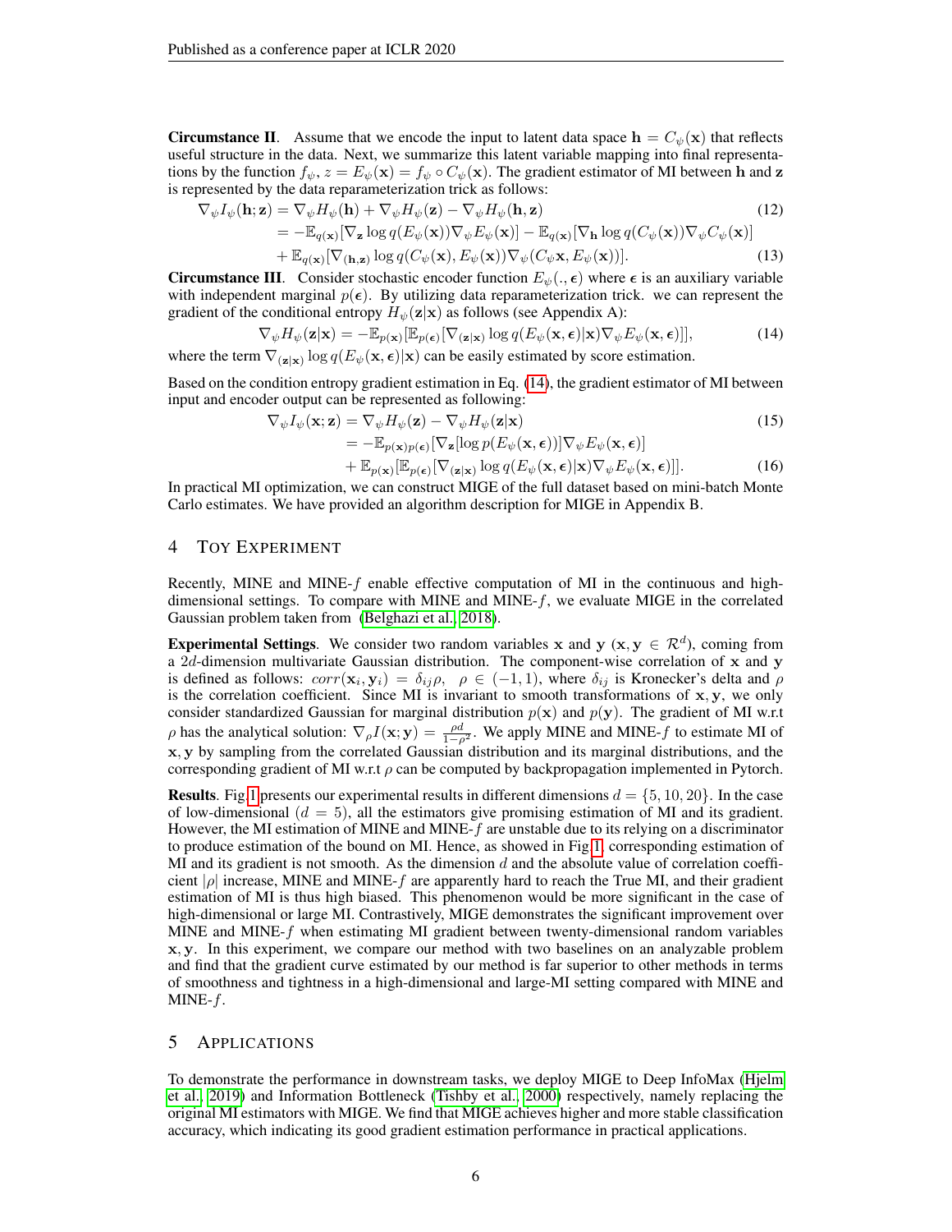**Circumstance II**. Assume that we encode the input to latent data space $\mathbf{h} = C_\psi(\mathbf{x})$ that reflects useful structure in the data. Next, we summarize this latent variable mapping into final representations by the function $f_\psi$, $z = E_\psi(\mathbf{x}) = f_\psi \circ C_\psi(\mathbf{x})$. The gradient estimator of MI between $\mathbf{h}$ and $\mathbf{z}$ is represented by the data reparameterization trick as follows:

$$
\nabla_\psi I_\psi(\mathbf{h}; \mathbf{z}) = \nabla_\psi H_\psi(\mathbf{h}) + \nabla_\psi H_\psi(\mathbf{z}) - \nabla_\psi H_\psi(\mathbf{h}, \mathbf{z}) \tag{12}
$$

$$
\begin{aligned}
&= -\mathbb{E}_{q(\mathbf{x})}[\nabla_\mathbf{z} \log q(E_\psi(\mathbf{x})) \nabla_\psi E_\psi(\mathbf{x})] - \mathbb{E}_{q(\mathbf{x})}[\nabla_\mathbf{h} \log q(C_\psi(\mathbf{x})) \nabla_\psi C_\psi(\mathbf{x})] \\
&\quad + \mathbb{E}_{q(\mathbf{x})}[\nabla_{(\mathbf{h},\mathbf{z})} \log q(C_\psi(\mathbf{x}), E_\psi(\mathbf{x})) \nabla_\psi (C_\psi \mathbf{x}, E_\psi(\mathbf{x}))].
\end{aligned} \tag{13}
$$

**Circumstance III**. Consider stochastic encoder function $E_\psi(., \boldsymbol{\epsilon})$ where $\boldsymbol{\epsilon}$ is an auxiliary variable with independent marginal $p(\boldsymbol{\epsilon})$. By utilizing data reparameterization trick. we can represent the gradient of the conditional entropy $H_\psi(\mathbf{z}|\mathbf{x})$ as follows (see Appendix A):

$$
\nabla_\psi H_\psi(\mathbf{z}|\mathbf{x}) = -\mathbb{E}_{p(\mathbf{x})}[\mathbb{E}_{p(\boldsymbol{\epsilon})}[\nabla_{(\mathbf{z}|\mathbf{x})} \log q(E_\psi(\mathbf{x}, \boldsymbol{\epsilon})|\mathbf{x}) \nabla_\psi E_\psi(\mathbf{x}, \boldsymbol{\epsilon})]], \tag{14}
$$

where the term $\nabla_{(\mathbf{z}|\mathbf{x})} \log q(E_\psi(\mathbf{x}, \boldsymbol{\epsilon})|\mathbf{x})$ can be easily estimated by score estimation.

Based on the condition entropy gradient estimation in Eq. (14), the gradient estimator of MI between input and encoder output can be represented as following:

$$
\nabla_\psi I_\psi(\mathbf{x}; \mathbf{z}) = \nabla_\psi H_\psi(\mathbf{z}) - \nabla_\psi H_\psi(\mathbf{z}|\mathbf{x}) \tag{15}
$$

$$
\begin{aligned}
&= -\mathbb{E}_{p(\mathbf{x})p(\boldsymbol{\epsilon})}[\nabla_\mathbf{z}[\log p(E_\psi(\mathbf{x}, \boldsymbol{\epsilon}))] \nabla_\psi E_\psi(\mathbf{x}, \boldsymbol{\epsilon})] \\
&\quad + \mathbb{E}_{p(\mathbf{x})}[\mathbb{E}_{p(\boldsymbol{\epsilon})}[\nabla_{(\mathbf{z}|\mathbf{x})} \log q(E_\psi(\mathbf{x}, \boldsymbol{\epsilon})|\mathbf{x}) \nabla_\psi E_\psi(\mathbf{x}, \boldsymbol{\epsilon})]].
\end{aligned} \tag{16}
$$

In practical MI optimization, we can construct MIGE of the full dataset based on mini-batch Monte Carlo estimates. We have provided an algorithm description for MIGE in Appendix B.

## 4 Toy Experiment

Recently, MINE and MINE-$f$ enable effective computation of MI in the continuous and high-dimensional settings. To compare with MINE and MINE-$f$, we evaluate MIGE in the correlated Gaussian problem taken from (Belghazi et al., 2018).

**Experimental Settings**. We consider two random variables $\mathbf{x}$ and $\mathbf{y}$ ($\mathbf{x}, \mathbf{y} \in \mathcal{R}^d$), coming from a $2d$-dimension multivariate Gaussian distribution. The component-wise correlation of $\mathbf{x}$ and $\mathbf{y}$ is defined as follows: $corr(\mathbf{x}_i, \mathbf{y}_i) = \delta_{ij}\rho, \quad \rho \in (-1, 1)$, where $\delta_{ij}$ is Kronecker's delta and $\rho$ is the correlation coefficient. Since MI is invariant to smooth transformations of $\mathbf{x}, \mathbf{y}$, we only consider standardized Gaussian for marginal distribution $p(\mathbf{x})$ and $p(\mathbf{y})$. The gradient of MI w.r.t $\rho$ has the analytical solution: $\nabla_\rho I(\mathbf{x}; \mathbf{y}) = \frac{\rho d}{1-\rho^2}$. We apply MINE and MINE-$f$ to estimate MI of $\mathbf{x}, \mathbf{y}$ by sampling from the correlated Gaussian distribution and its marginal distributions, and the corresponding gradient of MI w.r.t $\rho$ can be computed by backpropagation implemented in Pytorch.

**Results**. Fig.1 presents our experimental results in different dimensions $d = \{5, 10, 20\}$. In the case of low-dimensional ($d = 5$), all the estimators give promising estimation of MI and its gradient. However, the MI estimation of MINE and MINE-$f$ are unstable due to its relying on a discriminator to produce estimation of the bound on MI. Hence, as showed in Fig.1, corresponding estimation of MI and its gradient is not smooth. As the dimension $d$ and the absolute value of correlation coefficient $|\rho|$ increase, MINE and MINE-$f$ are apparently hard to reach the True MI, and their gradient estimation of MI is thus high biased. This phenomenon would be more significant in the case of high-dimensional or large MI. Contrastively, MIGE demonstrates the significant improvement over MINE and MINE-$f$ when estimating MI gradient between twenty-dimensional random variables $\mathbf{x}, \mathbf{y}$. In this experiment, we compare our method with two baselines on an analyzable problem and find that the gradient curve estimated by our method is far superior to other methods in terms of smoothness and tightness in a high-dimensional and large-MI setting compared with MINE and MINE-$f$.

## 5 Applications

To demonstrate the performance in downstream tasks, we deploy MIGE to Deep InfoMax (Hjelm et al., 2019) and Information Bottleneck (Tishby et al., 2000) respectively, namely replacing the original MI estimators with MIGE. We find that MIGE achieves higher and more stable classification accuracy, which indicating its good gradient estimation performance in practical applications.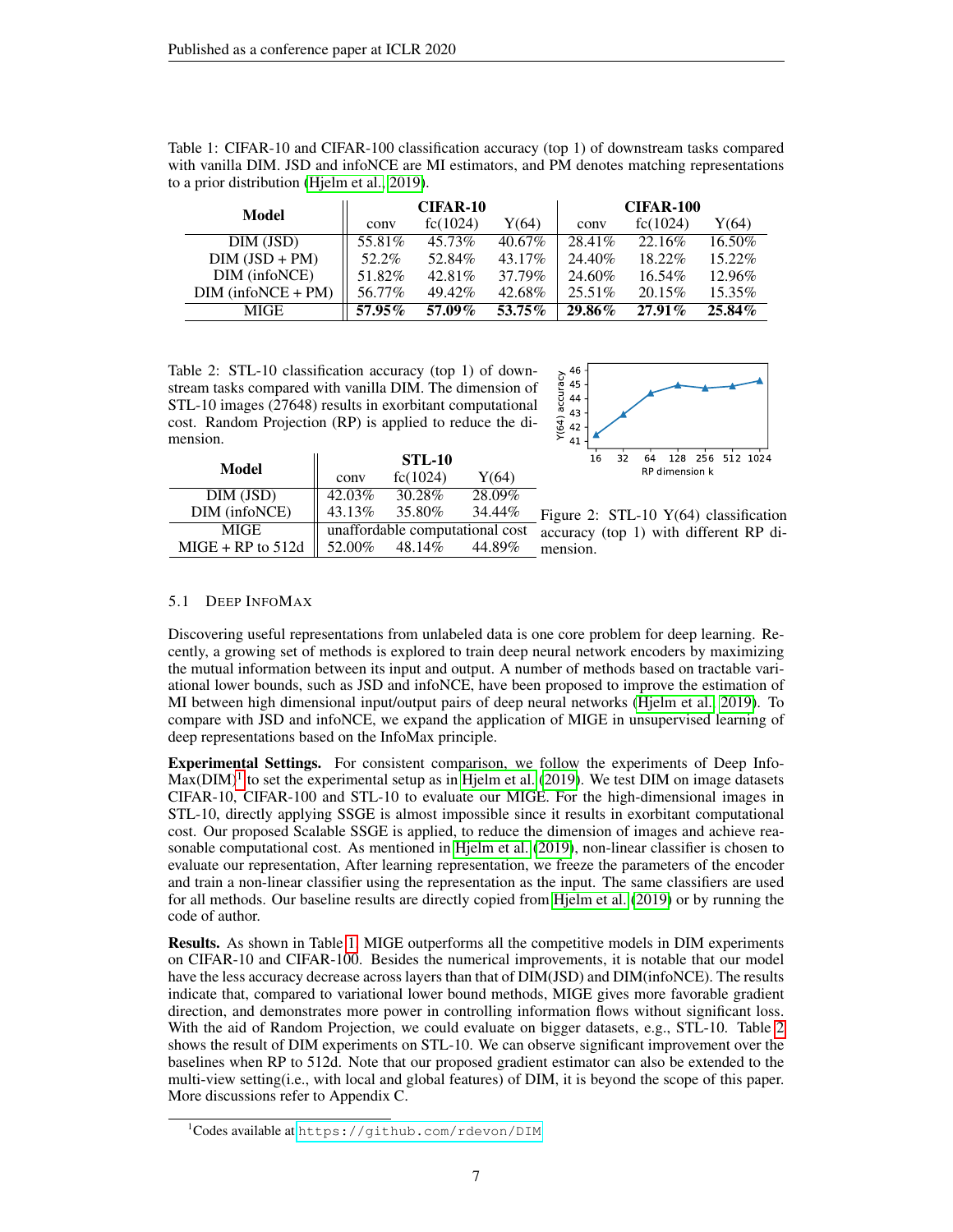Table 1: CIFAR-10 and CIFAR-100 classification accuracy (top 1) of downstream tasks compared with vanilla DIM. JSD and infoNCE are MI estimators, and PM denotes matching representations to a prior distribution (Hjelm et al., 2019).

| Model | CIFAR-10 | | | CIFAR-100 | | |
|---|---|---|---|---|---|---|
| | conv | fc(1024) | Y(64) | conv | fc(1024) | Y(64) |
| DIM (JSD) | 55.81% | 45.73% | 40.67% | 28.41% | 22.16% | 16.50% |
| DIM (JSD + PM) | 52.2% | 52.84% | 43.17% | 24.40% | 18.22% | 15.22% |
| DIM (infoNCE) | 51.82% | 42.81% | 37.79% | 24.60% | 16.54% | 12.96% |
| DIM (infoNCE + PM) | 56.77% | 49.42% | 42.68% | 25.51% | 20.15% | 15.35% |
| MIGE | **57.95%** | **57.09%** | **53.75%** | **29.86%** | **27.91%** | **25.84%** |

Table 2: STL-10 classification accuracy (top 1) of downstream tasks compared with vanilla DIM. The dimension of STL-10 images (27648) results in exorbitant computational cost. Random Projection (RP) is applied to reduce the dimension.

| Model | STL-10 | | |
|---|---|---|---|
| | conv | fc(1024) | Y(64) |
| DIM (JSD) | 42.03% | 30.28% | 28.09% |
| DIM (infoNCE) | 43.13% | 35.80% | 34.44% |
| MIGE | unaffordable computational cost | | |
| MIGE + RP to 512d | 52.00% | 48.14% | 44.89% |

Figure 2: STL-10 Y(64) classification accuracy (top 1) with different RP dimension.

### 5.1 Deep InfoMax

Discovering useful representations from unlabeled data is one core problem for deep learning. Recently, a growing set of methods is explored to train deep neural network encoders by maximizing the mutual information between its input and output. A number of methods based on tractable variational lower bounds, such as JSD and infoNCE, have been proposed to improve the estimation of MI between high dimensional input/output pairs of deep neural networks (Hjelm et al., 2019). To compare with JSD and infoNCE, we expand the application of MIGE in unsupervised learning of deep representations based on the InfoMax principle.

**Experimental Settings.** For consistent comparison, we follow the experiments of Deep InfoMax(DIM)[1] to set the experimental setup as in Hjelm et al. (2019). We test DIM on image datasets CIFAR-10, CIFAR-100 and STL-10 to evaluate our MIGE. For the high-dimensional images in STL-10, directly applying SSGE is almost impossible since it results in exorbitant computational cost. Our proposed Scalable SSGE is applied, to reduce the dimension of images and achieve reasonable computational cost. As mentioned in Hjelm et al. (2019), non-linear classifier is chosen to evaluate our representation, After learning representation, we freeze the parameters of the encoder and train a non-linear classifier using the representation as the input. The same classifiers are used for all methods. Our baseline results are directly copied from Hjelm et al. (2019) or by running the code of author.

**Results.** As shown in Table 1, MIGE outperforms all the competitive models in DIM experiments on CIFAR-10 and CIFAR-100. Besides the numerical improvements, it is notable that our model have the less accuracy decrease across layers than that of DIM(JSD) and DIM(infoNCE). The results indicate that, compared to variational lower bound methods, MIGE gives more favorable gradient direction, and demonstrates more power in controlling information flows without significant loss. With the aid of Random Projection, we could evaluate on bigger datasets, e.g., STL-10. Table 2 shows the result of DIM experiments on STL-10. We can observe significant improvement over the baselines when RP to 512d. Note that our proposed gradient estimator can also be extended to the multi-view setting(i.e., with local and global features) of DIM, it is beyond the scope of this paper. More discussions refer to Appendix C.

[1] Codes available at https://github.com/rdevon/DIM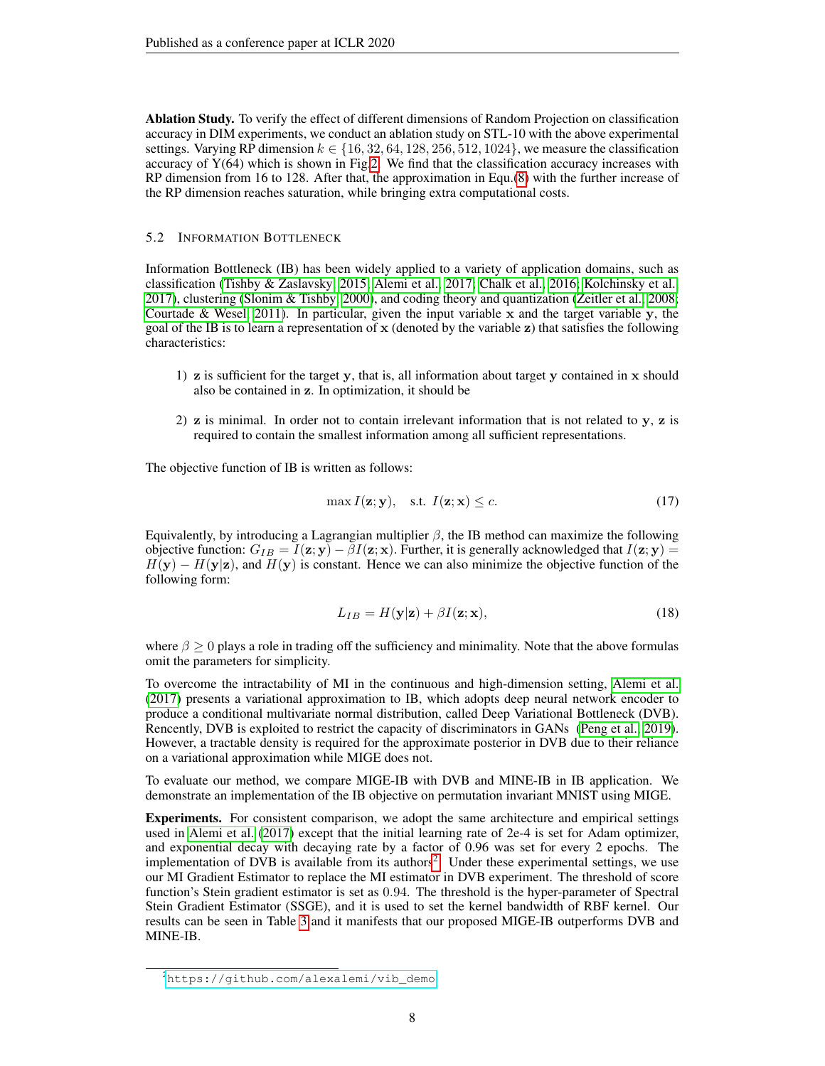**Ablation Study.** To verify the effect of different dimensions of Random Projection on classification accuracy in DIM experiments, we conduct an ablation study on STL-10 with the above experimental settings. Varying RP dimension $k \in \{16, 32, 64, 128, 256, 512, 1024\}$, we measure the classification accuracy of Y(64) which is shown in Fig.2. We find that the classification accuracy increases with RP dimension from 16 to 128. After that, the approximation in Equ.(8) with the further increase of the RP dimension reaches saturation, while bringing extra computational costs.

### 5.2 Information Bottleneck

Information Bottleneck (IB) has been widely applied to a variety of application domains, such as classification (Tishby & Zaslavsky, 2015; Alemi et al., 2017; Chalk et al., 2016; Kolchinsky et al., 2017), clustering (Slonim & Tishby, 2000), and coding theory and quantization (Zeitler et al., 2008; Courtade & Wesel, 2011). In particular, given the input variable $\mathbf{x}$ and the target variable $\mathbf{y}$, the goal of the IB is to learn a representation of $\mathbf{x}$ (denoted by the variable $\mathbf{z}$) that satisfies the following characteristics:

1) $\mathbf{z}$ is sufficient for the target $\mathbf{y}$, that is, all information about target $\mathbf{y}$ contained in $\mathbf{x}$ should also be contained in $\mathbf{z}$. In optimization, it should be

2) $\mathbf{z}$ is minimal. In order not to contain irrelevant information that is not related to $\mathbf{y}$, $\mathbf{z}$ is required to contain the smallest information among all sufficient representations.

The objective function of IB is written as follows:

$$\max I(\mathbf{z}; \mathbf{y}), \quad \text{s.t. } I(\mathbf{z}; \mathbf{x}) \leq c. \tag{17}$$

Equivalently, by introducing a Lagrangian multiplier $\beta$, the IB method can maximize the following objective function: $G_{IB} = I(\mathbf{z}; \mathbf{y}) - \beta I(\mathbf{z}; \mathbf{x})$. Further, it is generally acknowledged that $I(\mathbf{z}; \mathbf{y}) = H(\mathbf{y}) - H(\mathbf{y}|\mathbf{z})$, and $H(\mathbf{y})$ is constant. Hence we can also minimize the objective function of the following form:

$$L_{IB} = H(\mathbf{y}|\mathbf{z}) + \beta I(\mathbf{z}; \mathbf{x}), \tag{18}$$

where $\beta \geq 0$ plays a role in trading off the sufficiency and minimality. Note that the above formulas omit the parameters for simplicity.

To overcome the intractability of MI in the continuous and high-dimension setting, Alemi et al. (2017) presents a variational approximation to IB, which adopts deep neural network encoder to produce a conditional multivariate normal distribution, called Deep Variational Bottleneck (DVB). Rencently, DVB is exploited to restrict the capacity of discriminators in GANs (Peng et al., 2019). However, a tractable density is required for the approximate posterior in DVB due to their reliance on a variational approximation while MIGE does not.

To evaluate our method, we compare MIGE-IB with DVB and MINE-IB in IB application. We demonstrate an implementation of the IB objective on permutation invariant MNIST using MIGE.

**Experiments.** For consistent comparison, we adopt the same architecture and empirical settings used in Alemi et al. (2017) except that the initial learning rate of 2e-4 is set for Adam optimizer, and exponential decay with decaying rate by a factor of 0.96 was set for every 2 epochs. The implementation of DVB is available from its authors[2]. Under these experimental settings, we use our MI Gradient Estimator to replace the MI estimator in DVB experiment. The threshold of score function's Stein gradient estimator is set as 0.94. The threshold is the hyper-parameter of Spectral Stein Gradient Estimator (SSGE), and it is used to set the kernel bandwidth of RBF kernel. Our results can be seen in Table 3 and it manifests that our proposed MIGE-IB outperforms DVB and MINE-IB.

[2] https://github.com/alexalemi/vib_demo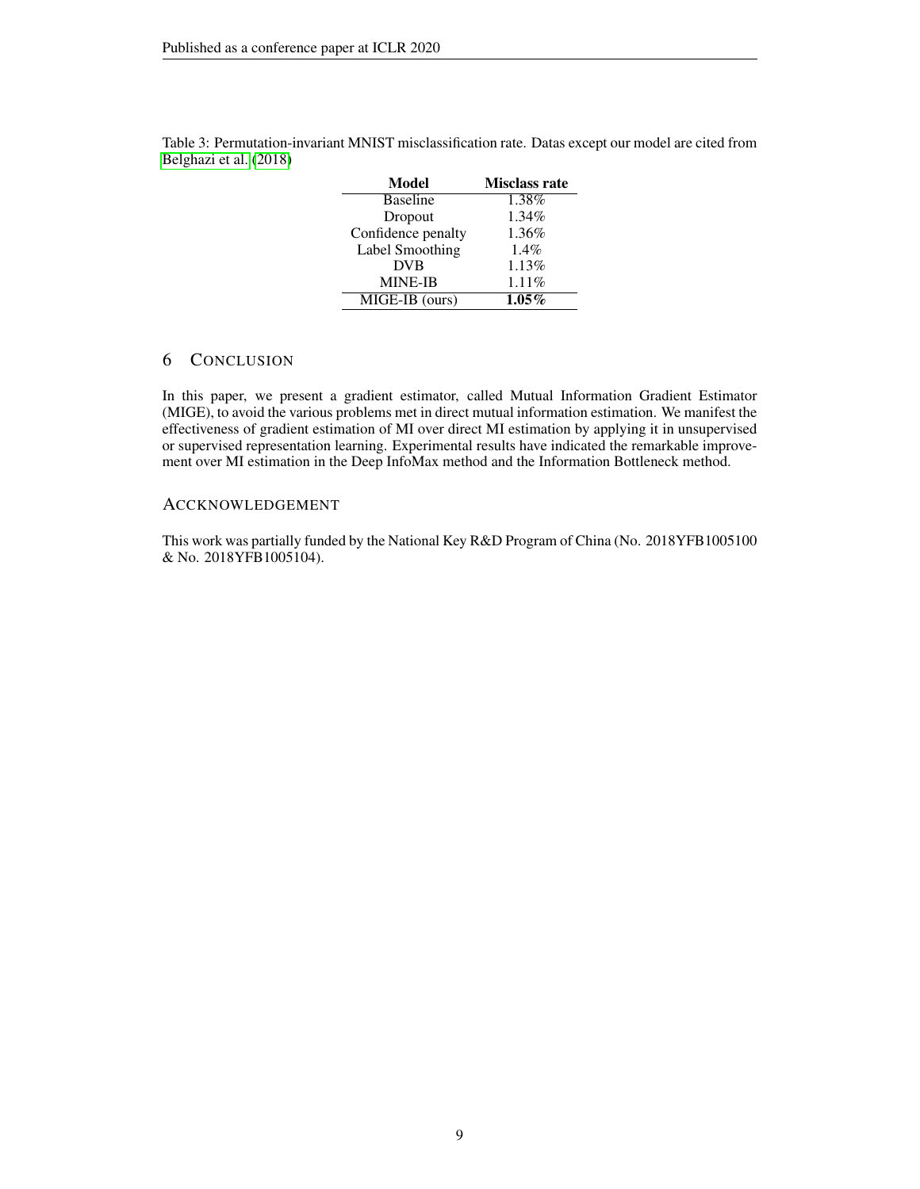Table 3: Permutation-invariant MNIST misclassification rate. Datas except our model are cited from Belghazi et al. (2018)

| Model | Misclass rate |
|---|---|
| Baseline | 1.38% |
| Dropout | 1.34% |
| Confidence penalty | 1.36% |
| Label Smoothing | 1.4% |
| DVB | 1.13% |
| MINE-IB | 1.11% |
| MIGE-IB (ours) | **1.05%** |

# 6 Conclusion

In this paper, we present a gradient estimator, called Mutual Information Gradient Estimator (MIGE), to avoid the various problems met in direct mutual information estimation. We manifest the effectiveness of gradient estimation of MI over direct MI estimation by applying it in unsupervised or supervised representation learning. Experimental results have indicated the remarkable improvement over MI estimation in the Deep InfoMax method and the Information Bottleneck method.

# Accknowledgement

This work was partially funded by the National Key R&D Program of China (No. 2018YFB1005100 & No. 2018YFB1005104).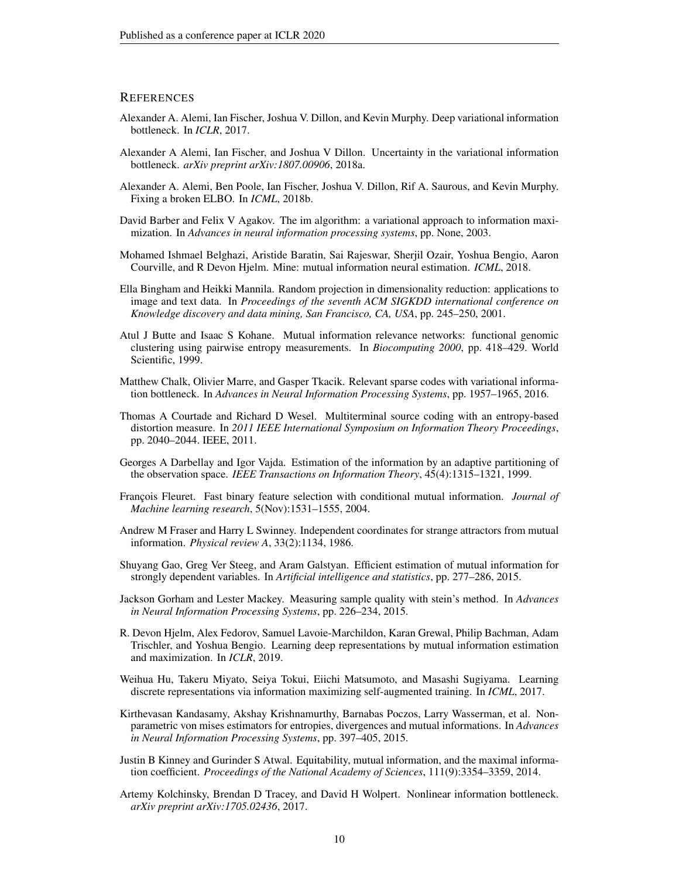## REFERENCES

Alexander A. Alemi, Ian Fischer, Joshua V. Dillon, and Kevin Murphy. Deep variational information bottleneck. In *ICLR*, 2017.

Alexander A Alemi, Ian Fischer, and Joshua V Dillon. Uncertainty in the variational information bottleneck. *arXiv preprint arXiv:1807.00906*, 2018a.

Alexander A. Alemi, Ben Poole, Ian Fischer, Joshua V. Dillon, Rif A. Saurous, and Kevin Murphy. Fixing a broken ELBO. In *ICML*, 2018b.

David Barber and Felix V Agakov. The im algorithm: a variational approach to information maximization. In *Advances in neural information processing systems*, pp. None, 2003.

Mohamed Ishmael Belghazi, Aristide Baratin, Sai Rajeswar, Sherjil Ozair, Yoshua Bengio, Aaron Courville, and R Devon Hjelm. Mine: mutual information neural estimation. *ICML*, 2018.

Ella Bingham and Heikki Mannila. Random projection in dimensionality reduction: applications to image and text data. In *Proceedings of the seventh ACM SIGKDD international conference on Knowledge discovery and data mining, San Francisco, CA, USA*, pp. 245–250, 2001.

Atul J Butte and Isaac S Kohane. Mutual information relevance networks: functional genomic clustering using pairwise entropy measurements. In *Biocomputing 2000*, pp. 418–429. World Scientific, 1999.

Matthew Chalk, Olivier Marre, and Gasper Tkacik. Relevant sparse codes with variational information bottleneck. In *Advances in Neural Information Processing Systems*, pp. 1957–1965, 2016.

Thomas A Courtade and Richard D Wesel. Multiterminal source coding with an entropy-based distortion measure. In *2011 IEEE International Symposium on Information Theory Proceedings*, pp. 2040–2044. IEEE, 2011.

Georges A Darbellay and Igor Vajda. Estimation of the information by an adaptive partitioning of the observation space. *IEEE Transactions on Information Theory*, 45(4):1315–1321, 1999.

François Fleuret. Fast binary feature selection with conditional mutual information. *Journal of Machine learning research*, 5(Nov):1531–1555, 2004.

Andrew M Fraser and Harry L Swinney. Independent coordinates for strange attractors from mutual information. *Physical review A*, 33(2):1134, 1986.

Shuyang Gao, Greg Ver Steeg, and Aram Galstyan. Efficient estimation of mutual information for strongly dependent variables. In *Artificial intelligence and statistics*, pp. 277–286, 2015.

Jackson Gorham and Lester Mackey. Measuring sample quality with stein's method. In *Advances in Neural Information Processing Systems*, pp. 226–234, 2015.

R. Devon Hjelm, Alex Fedorov, Samuel Lavoie-Marchildon, Karan Grewal, Philip Bachman, Adam Trischler, and Yoshua Bengio. Learning deep representations by mutual information estimation and maximization. In *ICLR*, 2019.

Weihua Hu, Takeru Miyato, Seiya Tokui, Eiichi Matsumoto, and Masashi Sugiyama. Learning discrete representations via information maximizing self-augmented training. In *ICML*, 2017.

Kirthevasan Kandasamy, Akshay Krishnamurthy, Barnabas Poczos, Larry Wasserman, et al. Nonparametric von mises estimators for entropies, divergences and mutual informations. In *Advances in Neural Information Processing Systems*, pp. 397–405, 2015.

Justin B Kinney and Gurinder S Atwal. Equitability, mutual information, and the maximal information coefficient. *Proceedings of the National Academy of Sciences*, 111(9):3354–3359, 2014.

Artemy Kolchinsky, Brendan D Tracey, and David H Wolpert. Nonlinear information bottleneck. *arXiv preprint arXiv:1705.02436*, 2017.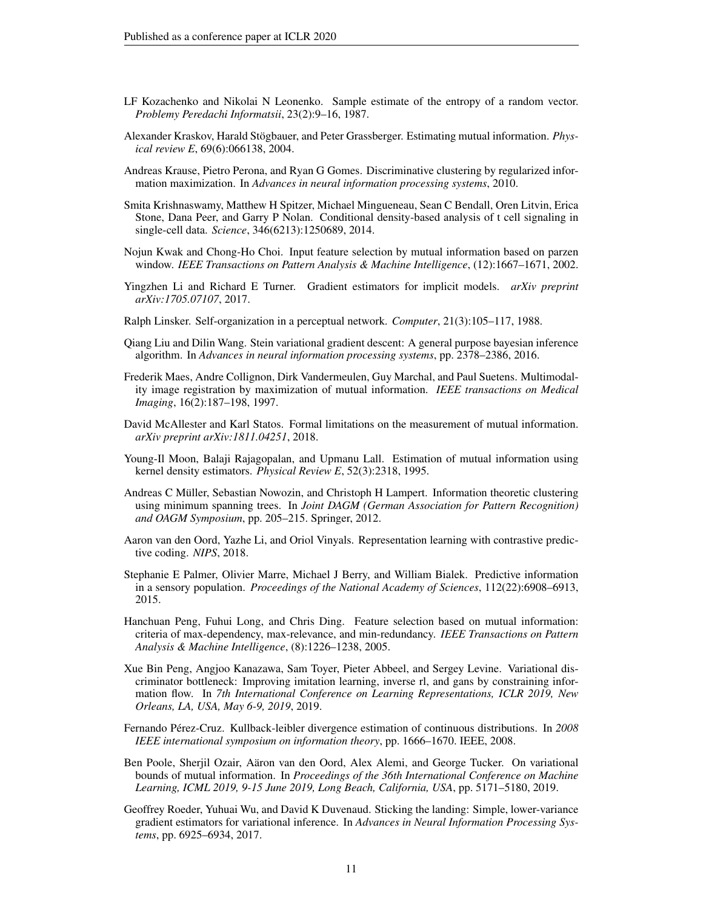LF Kozachenko and Nikolai N Leonenko. Sample estimate of the entropy of a random vector. *Problemy Peredachi Informatsii*, 23(2):9–16, 1987.

Alexander Kraskov, Harald Stögbauer, and Peter Grassberger. Estimating mutual information. *Physical review E*, 69(6):066138, 2004.

Andreas Krause, Pietro Perona, and Ryan G Gomes. Discriminative clustering by regularized information maximization. In *Advances in neural information processing systems*, 2010.

Smita Krishnaswamy, Matthew H Spitzer, Michael Mingueneau, Sean C Bendall, Oren Litvin, Erica Stone, Dana Peer, and Garry P Nolan. Conditional density-based analysis of t cell signaling in single-cell data. *Science*, 346(6213):1250689, 2014.

Nojun Kwak and Chong-Ho Choi. Input feature selection by mutual information based on parzen window. *IEEE Transactions on Pattern Analysis & Machine Intelligence*, (12):1667–1671, 2002.

Yingzhen Li and Richard E Turner. Gradient estimators for implicit models. *arXiv preprint arXiv:1705.07107*, 2017.

Ralph Linsker. Self-organization in a perceptual network. *Computer*, 21(3):105–117, 1988.

Qiang Liu and Dilin Wang. Stein variational gradient descent: A general purpose bayesian inference algorithm. In *Advances in neural information processing systems*, pp. 2378–2386, 2016.

Frederik Maes, Andre Collignon, Dirk Vandermeulen, Guy Marchal, and Paul Suetens. Multimodality image registration by maximization of mutual information. *IEEE transactions on Medical Imaging*, 16(2):187–198, 1997.

David McAllester and Karl Statos. Formal limitations on the measurement of mutual information. *arXiv preprint arXiv:1811.04251*, 2018.

Young-Il Moon, Balaji Rajagopalan, and Upmanu Lall. Estimation of mutual information using kernel density estimators. *Physical Review E*, 52(3):2318, 1995.

Andreas C Müller, Sebastian Nowozin, and Christoph H Lampert. Information theoretic clustering using minimum spanning trees. In *Joint DAGM (German Association for Pattern Recognition) and OAGM Symposium*, pp. 205–215. Springer, 2012.

Aaron van den Oord, Yazhe Li, and Oriol Vinyals. Representation learning with contrastive predictive coding. *NIPS*, 2018.

Stephanie E Palmer, Olivier Marre, Michael J Berry, and William Bialek. Predictive information in a sensory population. *Proceedings of the National Academy of Sciences*, 112(22):6908–6913, 2015.

Hanchuan Peng, Fuhui Long, and Chris Ding. Feature selection based on mutual information: criteria of max-dependency, max-relevance, and min-redundancy. *IEEE Transactions on Pattern Analysis & Machine Intelligence*, (8):1226–1238, 2005.

Xue Bin Peng, Angjoo Kanazawa, Sam Toyer, Pieter Abbeel, and Sergey Levine. Variational discriminator bottleneck: Improving imitation learning, inverse rl, and gans by constraining information flow. In *7th International Conference on Learning Representations, ICLR 2019, New Orleans, LA, USA, May 6-9, 2019*, 2019.

Fernando Pérez-Cruz. Kullback-leibler divergence estimation of continuous distributions. In *2008 IEEE international symposium on information theory*, pp. 1666–1670. IEEE, 2008.

Ben Poole, Sherjil Ozair, Aäron van den Oord, Alex Alemi, and George Tucker. On variational bounds of mutual information. In *Proceedings of the 36th International Conference on Machine Learning, ICML 2019, 9-15 June 2019, Long Beach, California, USA*, pp. 5171–5180, 2019.

Geoffrey Roeder, Yuhuai Wu, and David K Duvenaud. Sticking the landing: Simple, lower-variance gradient estimators for variational inference. In *Advances in Neural Information Processing Systems*, pp. 6925–6934, 2017.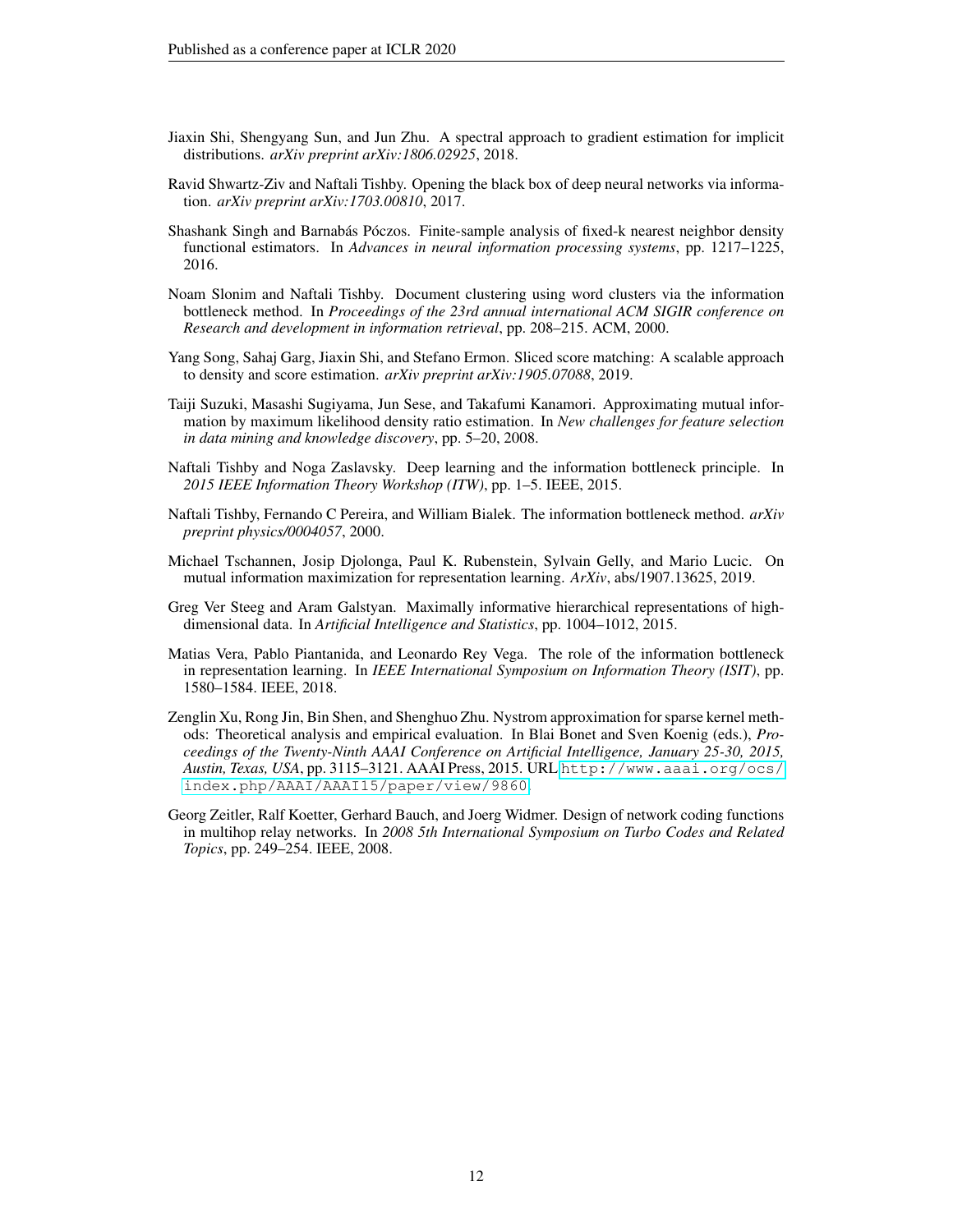Jiaxin Shi, Shengyang Sun, and Jun Zhu. A spectral approach to gradient estimation for implicit distributions. *arXiv preprint arXiv:1806.02925*, 2018.

Ravid Shwartz-Ziv and Naftali Tishby. Opening the black box of deep neural networks via information. *arXiv preprint arXiv:1703.00810*, 2017.

Shashank Singh and Barnabás Póczos. Finite-sample analysis of fixed-k nearest neighbor density functional estimators. In *Advances in neural information processing systems*, pp. 1217–1225, 2016.

Noam Slonim and Naftali Tishby. Document clustering using word clusters via the information bottleneck method. In *Proceedings of the 23rd annual international ACM SIGIR conference on Research and development in information retrieval*, pp. 208–215. ACM, 2000.

Yang Song, Sahaj Garg, Jiaxin Shi, and Stefano Ermon. Sliced score matching: A scalable approach to density and score estimation. *arXiv preprint arXiv:1905.07088*, 2019.

Taiji Suzuki, Masashi Sugiyama, Jun Sese, and Takafumi Kanamori. Approximating mutual information by maximum likelihood density ratio estimation. In *New challenges for feature selection in data mining and knowledge discovery*, pp. 5–20, 2008.

Naftali Tishby and Noga Zaslavsky. Deep learning and the information bottleneck principle. In *2015 IEEE Information Theory Workshop (ITW)*, pp. 1–5. IEEE, 2015.

Naftali Tishby, Fernando C Pereira, and William Bialek. The information bottleneck method. *arXiv preprint physics/0004057*, 2000.

Michael Tschannen, Josip Djolonga, Paul K. Rubenstein, Sylvain Gelly, and Mario Lucic. On mutual information maximization for representation learning. *ArXiv*, abs/1907.13625, 2019.

Greg Ver Steeg and Aram Galstyan. Maximally informative hierarchical representations of high-dimensional data. In *Artificial Intelligence and Statistics*, pp. 1004–1012, 2015.

Matias Vera, Pablo Piantanida, and Leonardo Rey Vega. The role of the information bottleneck in representation learning. In *IEEE International Symposium on Information Theory (ISIT)*, pp. 1580–1584. IEEE, 2018.

Zenglin Xu, Rong Jin, Bin Shen, and Shenghuo Zhu. Nystrom approximation for sparse kernel methods: Theoretical analysis and empirical evaluation. In Blai Bonet and Sven Koenig (eds.), *Proceedings of the Twenty-Ninth AAAI Conference on Artificial Intelligence, January 25-30, 2015, Austin, Texas, USA*, pp. 3115–3121. AAAI Press, 2015. URL http://www.aaai.org/ocs/index.php/AAAI/AAAI15/paper/view/9860.

Georg Zeitler, Ralf Koetter, Gerhard Bauch, and Joerg Widmer. Design of network coding functions in multihop relay networks. In *2008 5th International Symposium on Turbo Codes and Related Topics*, pp. 249–254. IEEE, 2008.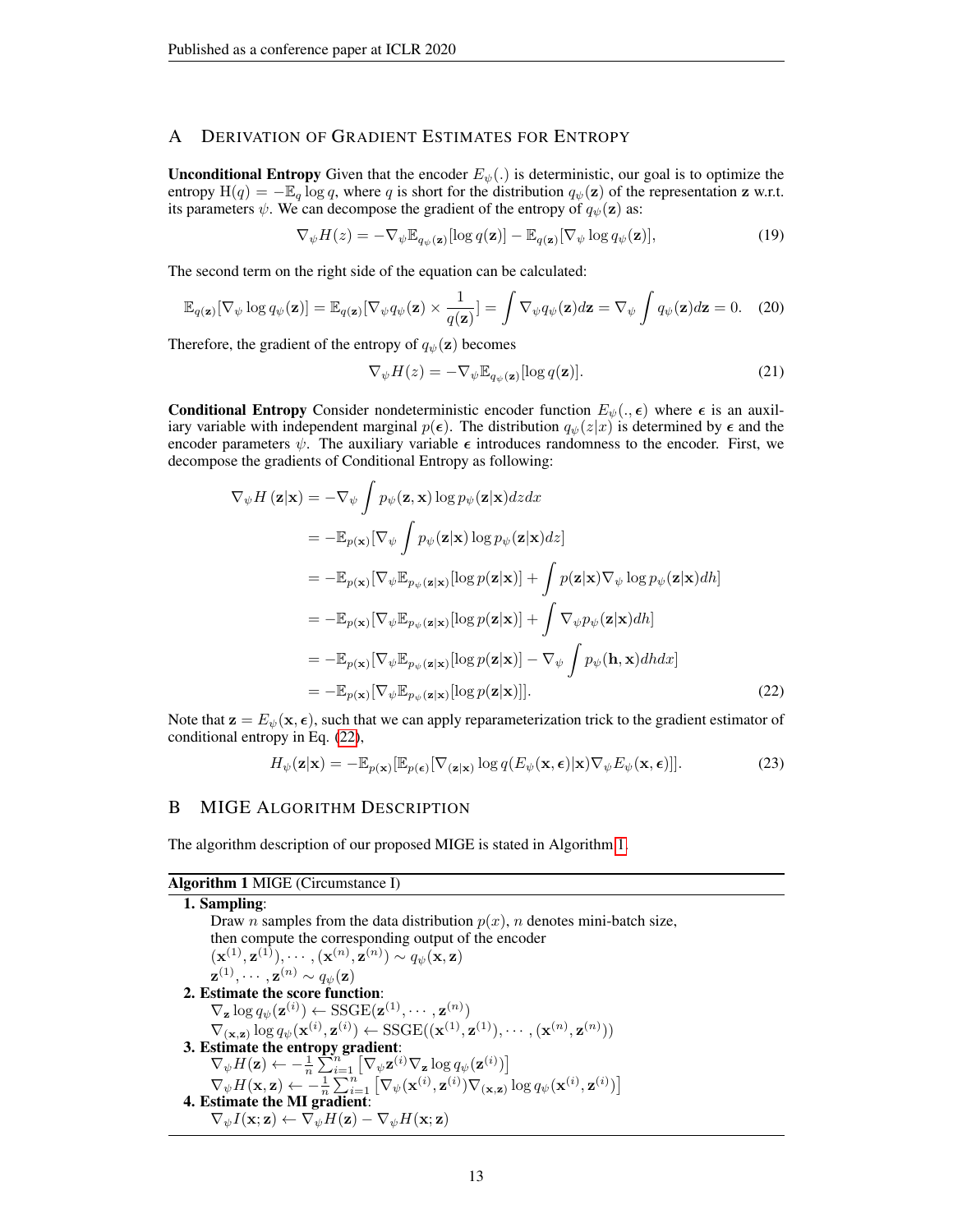## A Derivation of Gradient Estimates for Entropy

**Unconditional Entropy** Given that the encoder $E_\psi(.)$ is deterministic, our goal is to optimize the entropy $\mathrm{H}(q) = -\mathbb{E}_q \log q$, where $q$ is short for the distribution $q_\psi(\mathbf{z})$ of the representation $\mathbf{z}$ w.r.t. its parameters $\psi$. We can decompose the gradient of the entropy of $q_\psi(\mathbf{z})$ as:

$$\nabla_\psi H(z) = -\nabla_\psi \mathbb{E}_{q_\psi(\mathbf{z})}[\log q(\mathbf{z})] - \mathbb{E}_{q(\mathbf{z})}[\nabla_\psi \log q_\psi(\mathbf{z})], \tag{19}$$

The second term on the right side of the equation can be calculated:

$$\mathbb{E}_{q(\mathbf{z})}[\nabla_\psi \log q_\psi(\mathbf{z})] = \mathbb{E}_{q(\mathbf{z})}[\nabla_\psi q_\psi(\mathbf{z}) \times \frac{1}{q(\mathbf{z})}] = \int \nabla_\psi q_\psi(\mathbf{z}) d\mathbf{z} = \nabla_\psi \int q_\psi(\mathbf{z}) d\mathbf{z} = 0. \tag{20}$$

Therefore, the gradient of the entropy of $q_\psi(\mathbf{z})$ becomes

$$\nabla_\psi H(z) = -\nabla_\psi \mathbb{E}_{q_\psi(\mathbf{z})}[\log q(\mathbf{z})]. \tag{21}$$

**Conditional Entropy** Consider nondeterministic encoder function $E_\psi(., \boldsymbol{\epsilon})$ where $\boldsymbol{\epsilon}$ is an auxiliary variable with independent marginal $p(\boldsymbol{\epsilon})$. The distribution $q_\psi(z|x)$ is determined by $\boldsymbol{\epsilon}$ and the encoder parameters $\psi$. The auxiliary variable $\boldsymbol{\epsilon}$ introduces randomness to the encoder. First, we decompose the gradients of Conditional Entropy as following:

$$\begin{aligned}
\nabla_\psi H(\mathbf{z}|\mathbf{x}) &= -\nabla_\psi \int p_\psi(\mathbf{z}, \mathbf{x}) \log p_\psi(\mathbf{z}|\mathbf{x}) d\mathbf{z} d\mathbf{x} \\
&= -\mathbb{E}_{p(\mathbf{x})}[\nabla_\psi \int p_\psi(\mathbf{z}|\mathbf{x}) \log p_\psi(\mathbf{z}|\mathbf{x}) d\mathbf{z}] \\
&= -\mathbb{E}_{p(\mathbf{x})}[\nabla_\psi \mathbb{E}_{p_\psi(\mathbf{z}|\mathbf{x})}[\log p(\mathbf{z}|\mathbf{x})] + \int p(\mathbf{z}|\mathbf{x}) \nabla_\psi \log p_\psi(\mathbf{z}|\mathbf{x}) dh] \\
&= -\mathbb{E}_{p(\mathbf{x})}[\nabla_\psi \mathbb{E}_{p_\psi(\mathbf{z}|\mathbf{x})}[\log p(\mathbf{z}|\mathbf{x})] + \int \nabla_\psi p_\psi(\mathbf{z}|\mathbf{x}) dh] \\
&= -\mathbb{E}_{p(\mathbf{x})}[\nabla_\psi \mathbb{E}_{p_\psi(\mathbf{z}|\mathbf{x})}[\log p(\mathbf{z}|\mathbf{x})] - \nabla_\psi \int p_\psi(\mathbf{h}, \mathbf{x}) dh dx] \\
&= -\mathbb{E}_{p(\mathbf{x})}[\nabla_\psi \mathbb{E}_{p_\psi(\mathbf{z}|\mathbf{x})}[\log p(\mathbf{z}|\mathbf{x})]].
\end{aligned} \tag{22}$$

Note that $\mathbf{z} = E_\psi(\mathbf{x}, \boldsymbol{\epsilon})$, such that we can apply reparameterization trick to the gradient estimator of conditional entropy in Eq. (22),

$$H_\psi(\mathbf{z}|\mathbf{x}) = -\mathbb{E}_{p(\mathbf{x})}[\mathbb{E}_{p(\boldsymbol{\epsilon})}[\nabla_{(\mathbf{z}|\mathbf{x})} \log q(E_\psi(\mathbf{x}, \boldsymbol{\epsilon})|\mathbf{x}) \nabla_\psi E_\psi(\mathbf{x}, \boldsymbol{\epsilon})]]. \tag{23}$$

## B MIGE Algorithm Description

The algorithm description of our proposed MIGE is stated in Algorithm 1.

**Algorithm 1** MIGE (Circumstance I)

**1. Sampling**:
Draw $n$ samples from the data distribution $p(x)$, $n$ denotes mini-batch size, then compute the corresponding output of the encoder
$(\mathbf{x}^{(1)}, \mathbf{z}^{(1)}), \cdots, (\mathbf{x}^{(n)}, \mathbf{z}^{(n)}) \sim q_\psi(\mathbf{x}, \mathbf{z})$
$\mathbf{z}^{(1)}, \cdots, \mathbf{z}^{(n)} \sim q_\psi(\mathbf{z})$

**2. Estimate the score function**:
$\nabla_\mathbf{z} \log q_\psi(\mathbf{z}^{(i)}) \leftarrow \mathrm{SSGE}(\mathbf{z}^{(1)}, \cdots, \mathbf{z}^{(n)})$
$\nabla_{(\mathbf{x},\mathbf{z})} \log q_\psi(\mathbf{x}^{(i)}, \mathbf{z}^{(i)}) \leftarrow \mathrm{SSGE}((\mathbf{x}^{(1)}, \mathbf{z}^{(1)}), \cdots, (\mathbf{x}^{(n)}, \mathbf{z}^{(n)}))$

**3. Estimate the entropy gradient**:
$\nabla_\psi H(\mathbf{z}) \leftarrow -\frac{1}{n} \sum_{i=1}^{n} \left[ \nabla_\psi \mathbf{z}^{(i)} \nabla_\mathbf{z} \log q_\psi(\mathbf{z}^{(i)}) \right]$
$\nabla_\psi H(\mathbf{x}, \mathbf{z}) \leftarrow -\frac{1}{n} \sum_{i=1}^{n} \left[ \nabla_\psi (\mathbf{x}^{(i)}, \mathbf{z}^{(i)}) \nabla_{(\mathbf{x},\mathbf{z})} \log q_\psi(\mathbf{x}^{(i)}, \mathbf{z}^{(i)}) \right]$

**4. Estimate the MI gradient**:
$\nabla_\psi I(\mathbf{x}; \mathbf{z}) \leftarrow \nabla_\psi H(\mathbf{z}) - \nabla_\psi H(\mathbf{x}; \mathbf{z})$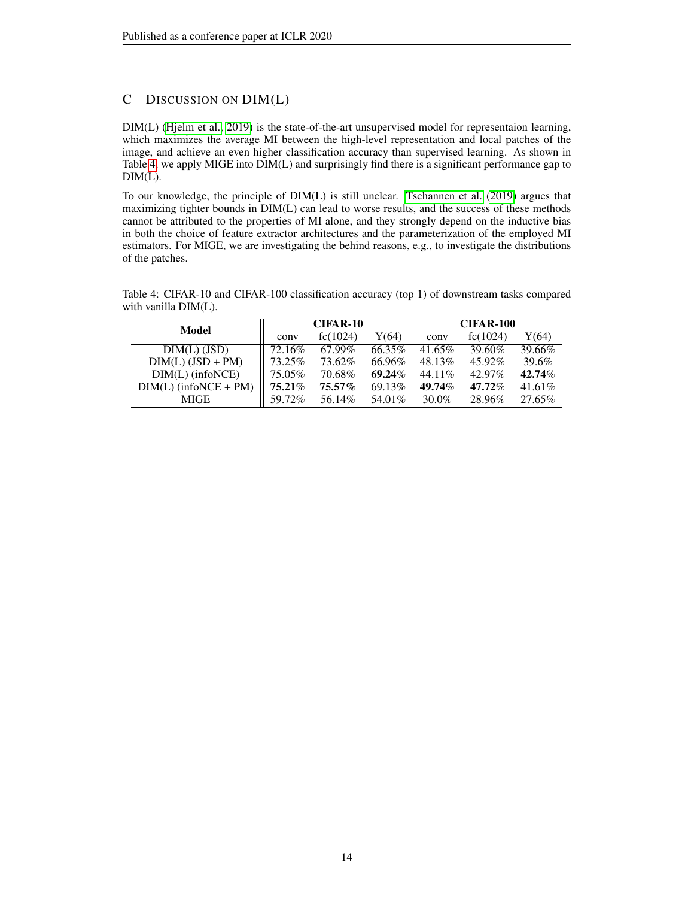## C Discussion on DIM(L)

DIM(L) (Hjelm et al., 2019) is the state-of-the-art unsupervised model for representaion learning, which maximizes the average MI between the high-level representation and local patches of the image, and achieve an even higher classification accuracy than supervised learning. As shown in Table 4, we apply MIGE into DIM(L) and surprisingly find there is a significant performance gap to DIM(L).

To our knowledge, the principle of DIM(L) is still unclear. Tschannen et al. (2019) argues that maximizing tighter bounds in DIM(L) can lead to worse results, and the success of these methods cannot be attributed to the properties of MI alone, and they strongly depend on the inductive bias in both the choice of feature extractor architectures and the parameterization of the employed MI estimators. For MIGE, we are investigating the behind reasons, e.g., to investigate the distributions of the patches.

Table 4: CIFAR-10 and CIFAR-100 classification accuracy (top 1) of downstream tasks compared with vanilla DIM(L).

| **Model** | **CIFAR-10** | | | **CIFAR-100** | | |
|---|---|---|---|---|---|---|
| | conv | fc(1024) | Y(64) | conv | fc(1024) | Y(64) |
| DIM(L) (JSD) | 72.16% | 67.99% | 66.35% | 41.65% | 39.60% | 39.66% |
| DIM(L) (JSD + PM) | 73.25% | 73.62% | 66.96% | 48.13% | 45.92% | 39.6% |
| DIM(L) (infoNCE) | 75.05% | 70.68% | **69.24%** | 44.11% | 42.97% | **42.74%** |
| DIM(L) (infoNCE + PM) | **75.21%** | **75.57%** | 69.13% | **49.74%** | **47.72%** | 41.61% |
| MIGE | 59.72% | 56.14% | 54.01% | 30.0% | 28.96% | 27.65% |